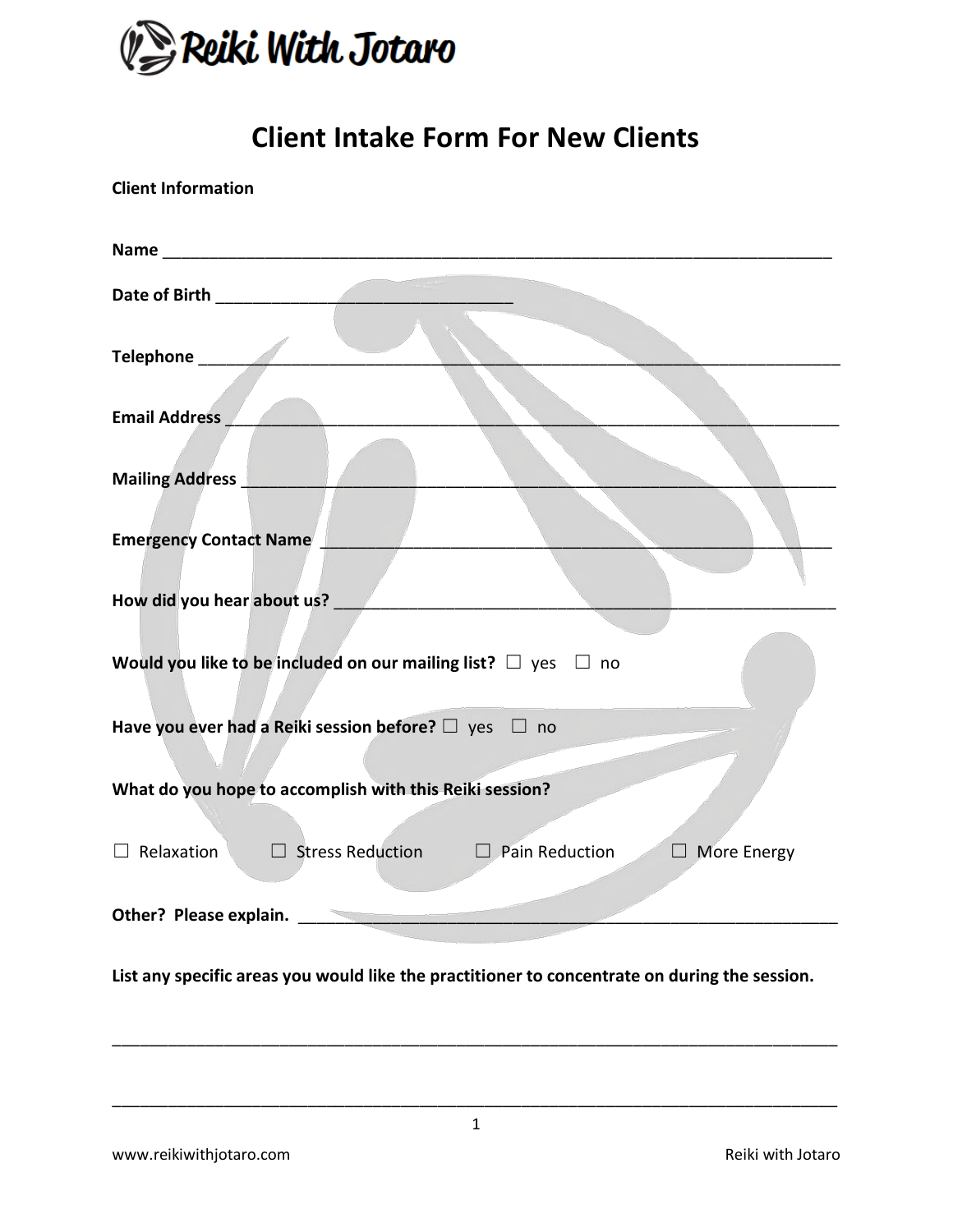# Client Intake Form For New Clients

**Client Information**

**Name** ___________________________________________________________________________

**Date of Birth** _________________________________

**Telephone** ________________________________________________________________________

**Email Address** _____________________________________________________________________

**Mailing Address** ____________________________________________________________________

**Emergency Contact Name** ________________________________________________________

**How did you hear about us?** _____________________________________________________

**Would you like to be included on our mailing list?** ☐ yes ☐ no

**Have you ever had a Reiki session before?** ☐ yes ☐ no

**What do you hope to accomplish with this Reiki session?**

☐ Relaxation ☐ Stress Reduction ☐ Pain Reduction ☐ More Energy

**Other? Please explain.** ___________________________________________________________

**List any specific areas you would like the practitioner to concentrate on during the session.**

_________________________________________________________________________________

_________________________________________________________________________________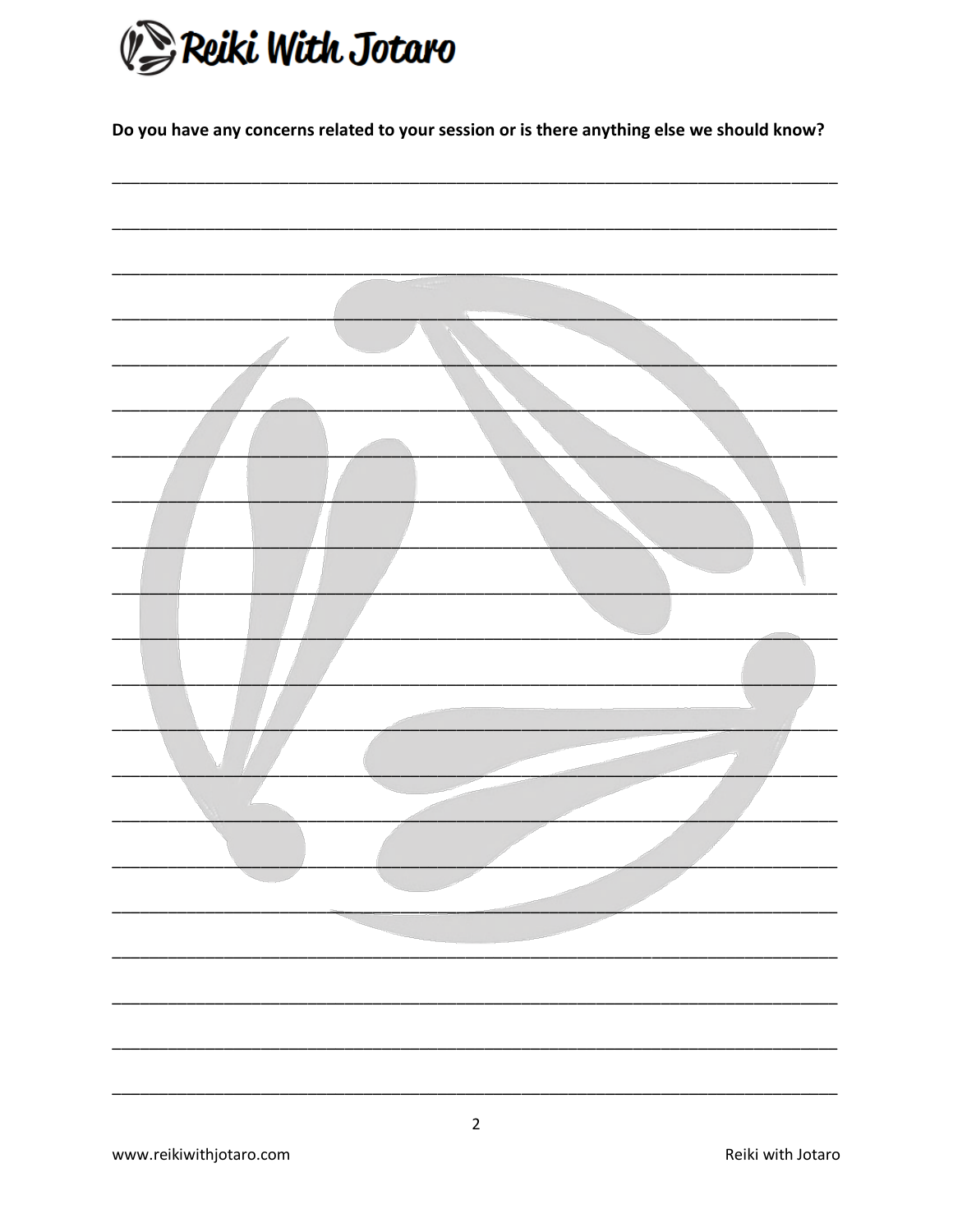**Do you have any concerns related to your session or is there anything else we should know?**

______________________________________________________________________________

______________________________________________________________________________

______________________________________________________________________________

______________________________________________________________________________

______________________________________________________________________________

______________________________________________________________________________

______________________________________________________________________________

______________________________________________________________________________

______________________________________________________________________________

______________________________________________________________________________

______________________________________________________________________________

______________________________________________________________________________

______________________________________________________________________________

______________________________________________________________________________

______________________________________________________________________________

______________________________________________________________________________

______________________________________________________________________________

______________________________________________________________________________

______________________________________________________________________________

______________________________________________________________________________

______________________________________________________________________________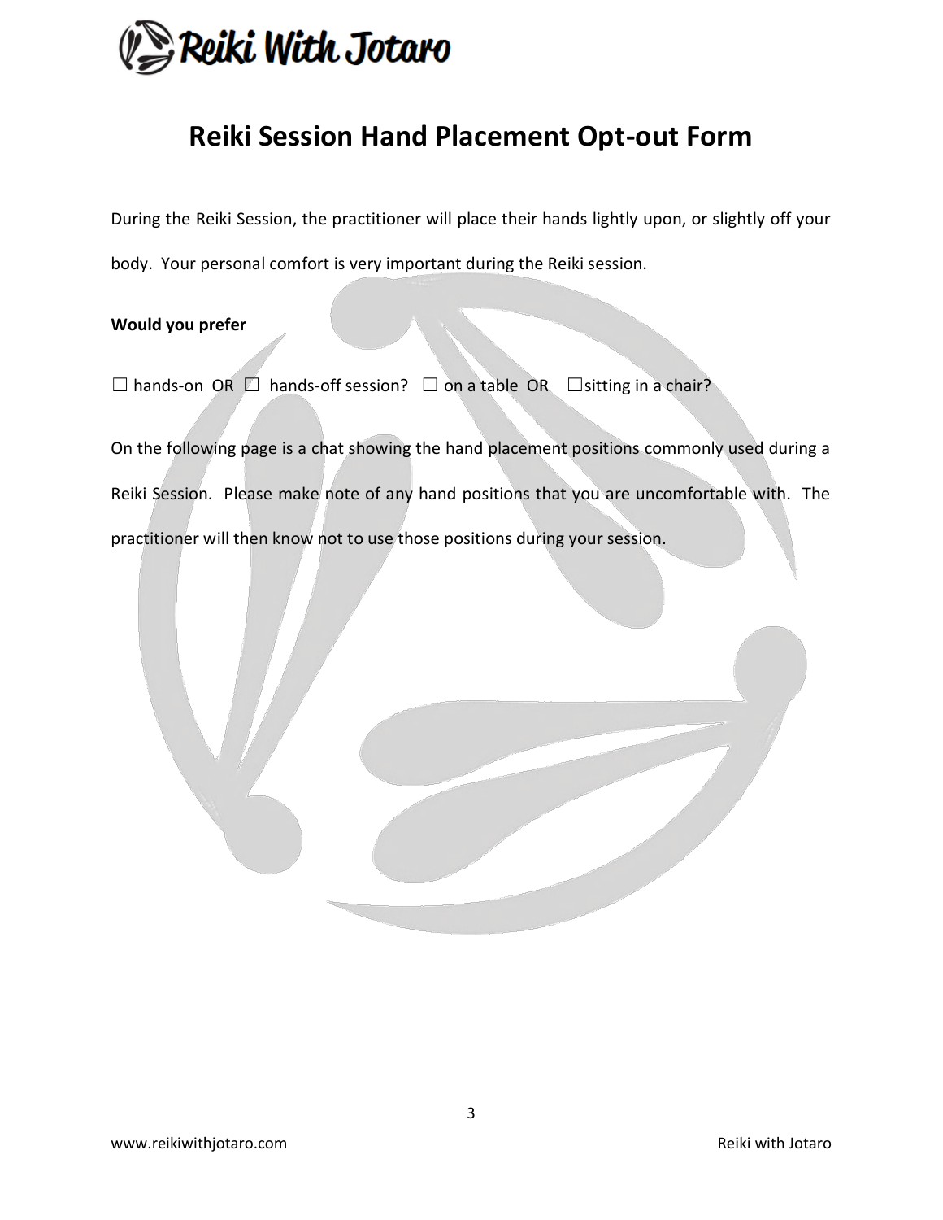# Reiki Session Hand Placement Opt-out Form

During the Reiki Session, the practitioner will place their hands lightly upon, or slightly off your body. Your personal comfort is very important during the Reiki session.

**Would you prefer**

☐ hands-on OR ☐ hands-off session? ☐ on a table OR ☐sitting in a chair?

On the following page is a chat showing the hand placement positions commonly used during a Reiki Session. Please make note of any hand positions that you are uncomfortable with. The practitioner will then know not to use those positions during your session.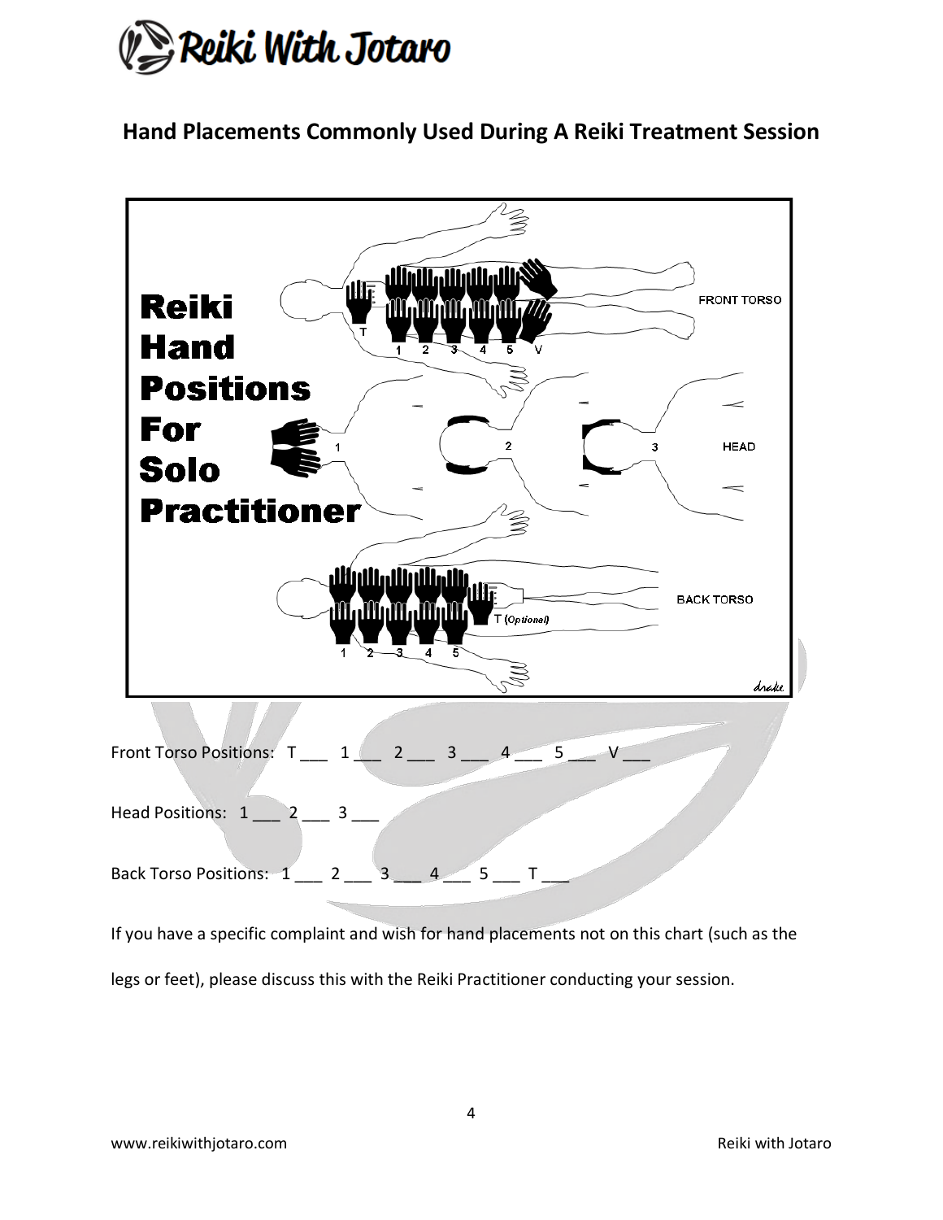## Hand Placements Commonly Used During A Reiki Treatment Session

Front Torso Positions: T ___ 1 ___ 2 ___ 3 ___ 4 ___ 5 ___ V ___

Head Positions: 1 ___ 2 ___ 3 ___

Back Torso Positions: 1 ___ 2 ___ 3 ___ 4 ___ 5 ___ T ___

If you have a specific complaint and wish for hand placements not on this chart (such as the legs or feet), please discuss this with the Reiki Practitioner conducting your session.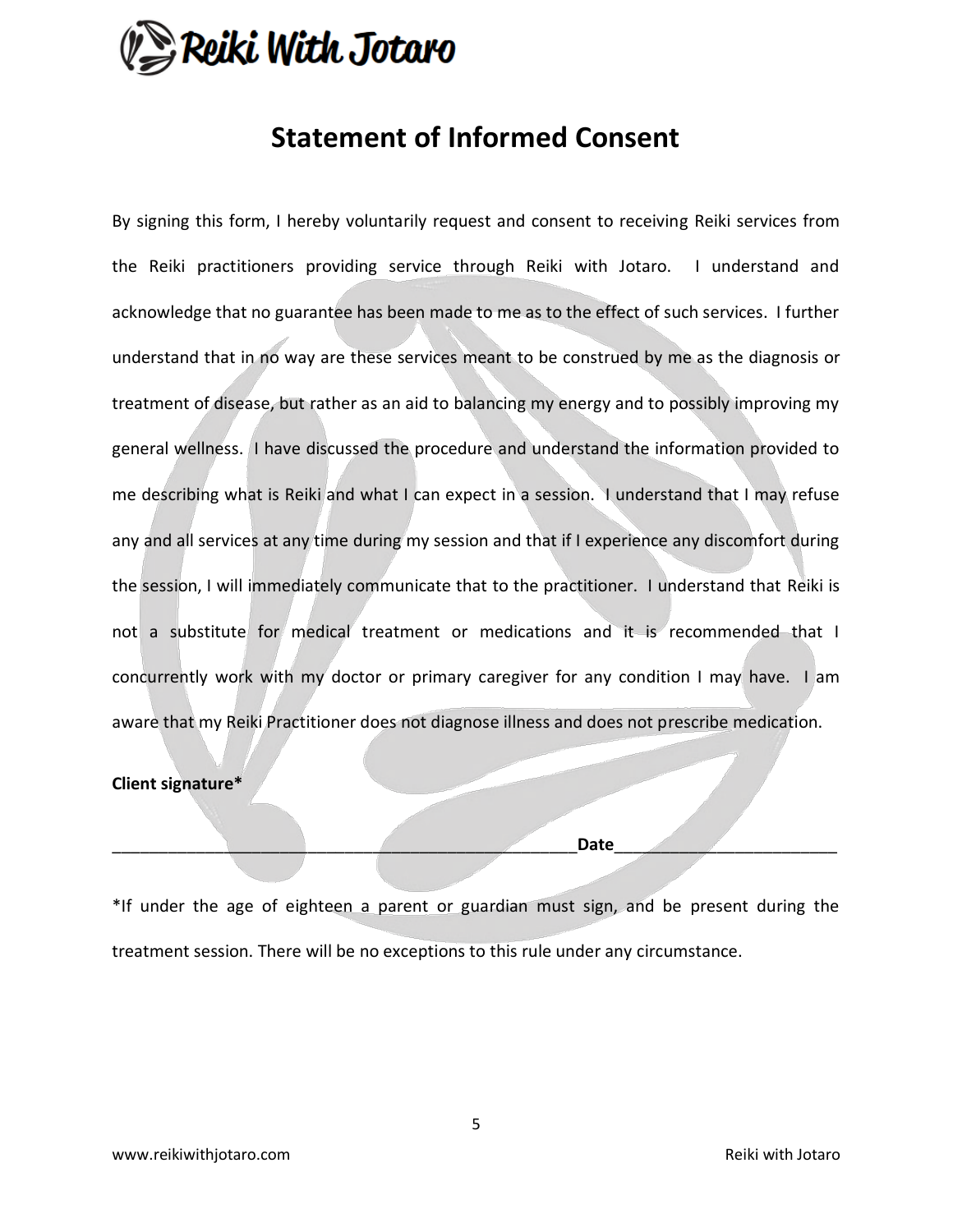# Statement of Informed Consent

By signing this form, I hereby voluntarily request and consent to receiving Reiki services from the Reiki practitioners providing service through Reiki with Jotaro. I understand and acknowledge that no guarantee has been made to me as to the effect of such services. I further understand that in no way are these services meant to be construed by me as the diagnosis or treatment of disease, but rather as an aid to balancing my energy and to possibly improving my general wellness. I have discussed the procedure and understand the information provided to me describing what is Reiki and what I can expect in a session. I understand that I may refuse any and all services at any time during my session and that if I experience any discomfort during the session, I will immediately communicate that to the practitioner. I understand that Reiki is not a substitute for medical treatment or medications and it is recommended that I concurrently work with my doctor or primary caregiver for any condition I may have. I am aware that my Reiki Practitioner does not diagnose illness and does not prescribe medication.

**Client signature***

_____________________________________________________**Date**________________________

*If under the age of eighteen a parent or guardian must sign, and be present during the treatment session. There will be no exceptions to this rule under any circumstance.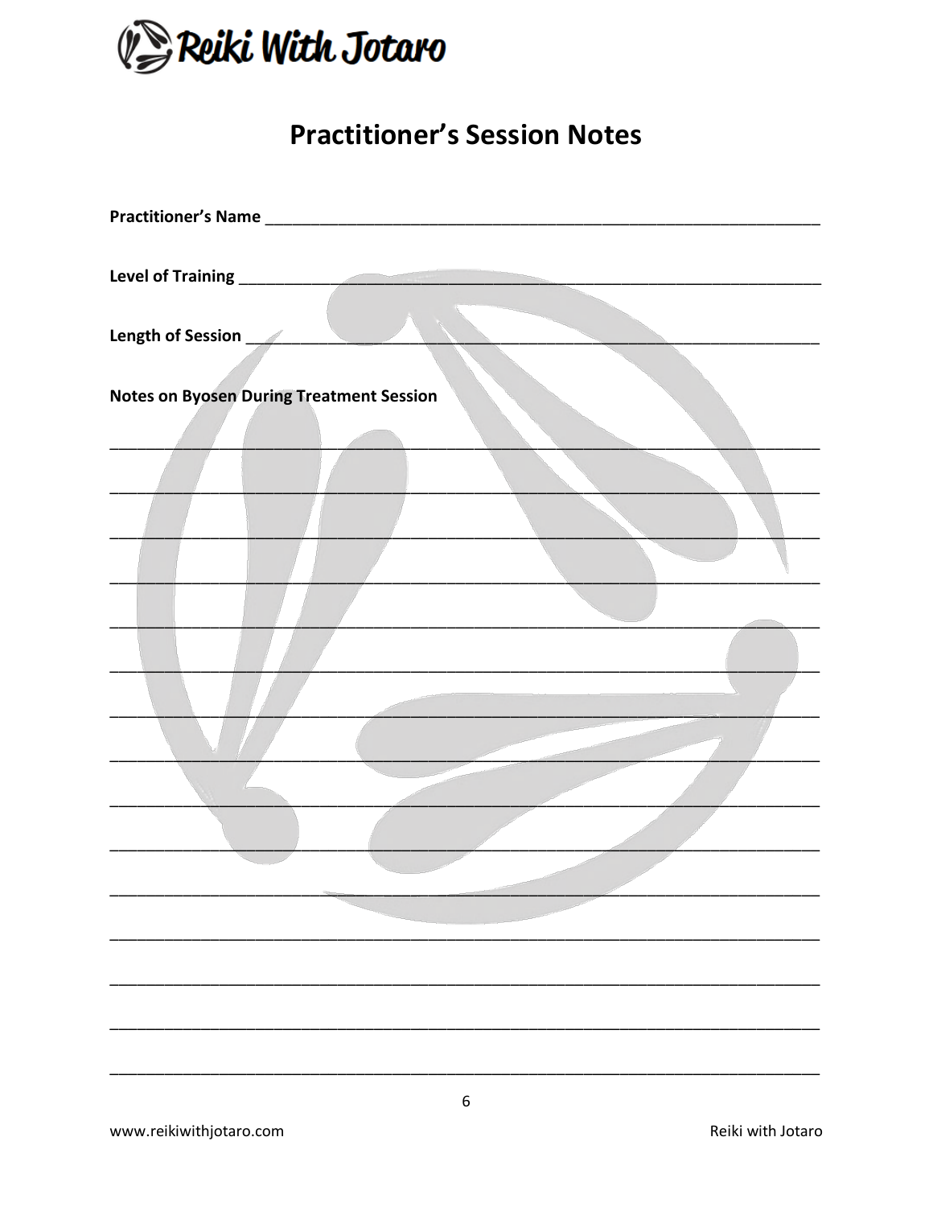# Practitioner's Session Notes

**Practitioner's Name** ______________________________________________________________

**Level of Training** ________________________________________________________________

**Length of Session** _______________________________________________________________

**Notes on Byosen During Treatment Session**

_____________________________________________________________________________

_____________________________________________________________________________

_____________________________________________________________________________

_____________________________________________________________________________

_____________________________________________________________________________

_____________________________________________________________________________

_____________________________________________________________________________

_____________________________________________________________________________

_____________________________________________________________________________

_____________________________________________________________________________

_____________________________________________________________________________

_____________________________________________________________________________

_____________________________________________________________________________

_____________________________________________________________________________

_____________________________________________________________________________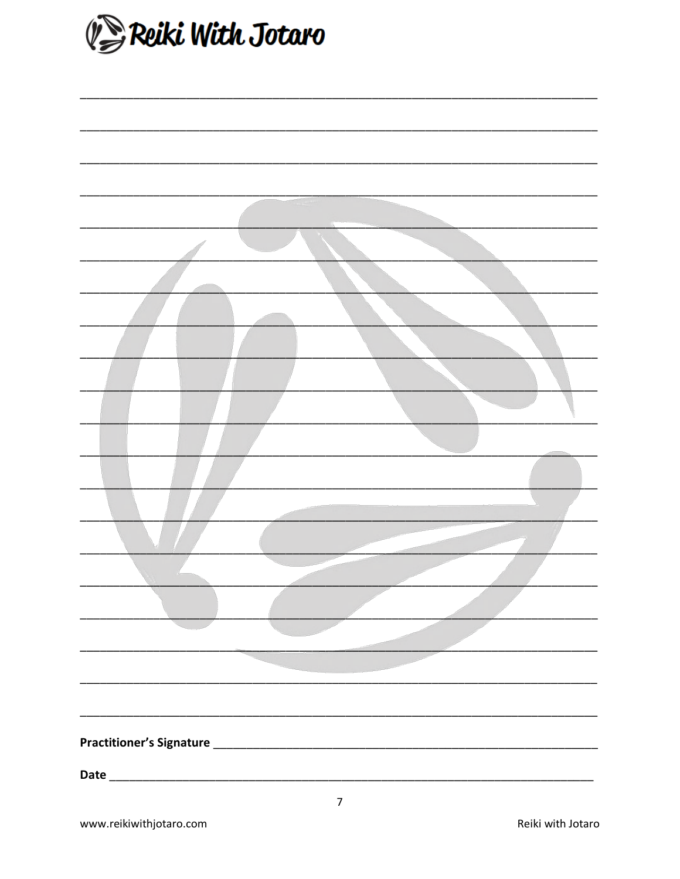**Practitioner's Signature** ___________________________________________________________

**Date** _______________________________________________________________________